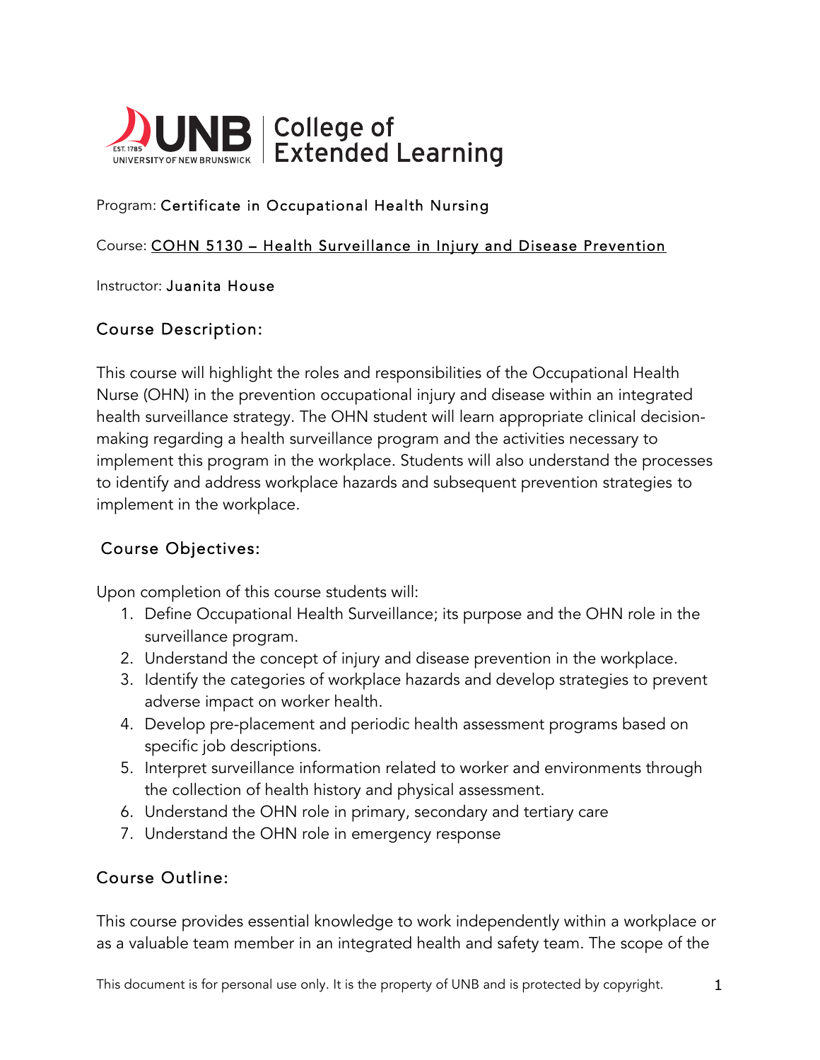UNB | College of Extended Learning

Program: Certificate in Occupational Health Nursing

Course: COHN 5130 – Health Surveillance in Injury and Disease Prevention

Instructor: Juanita House

## Course Description:

This course will highlight the roles and responsibilities of the Occupational Health Nurse (OHN) in the prevention occupational injury and disease within an integrated health surveillance strategy. The OHN student will learn appropriate clinical decision-making regarding a health surveillance program and the activities necessary to implement this program in the workplace. Students will also understand the processes to identify and address workplace hazards and subsequent prevention strategies to implement in the workplace.

## Course Objectives:

Upon completion of this course students will:

1. Define Occupational Health Surveillance; its purpose and the OHN role in the surveillance program.
2. Understand the concept of injury and disease prevention in the workplace.
3. Identify the categories of workplace hazards and develop strategies to prevent adverse impact on worker health.
4. Develop pre-placement and periodic health assessment programs based on specific job descriptions.
5. Interpret surveillance information related to worker and environments through the collection of health history and physical assessment.
6. Understand the OHN role in primary, secondary and tertiary care
7. Understand the OHN role in emergency response

## Course Outline:

This course provides essential knowledge to work independently within a workplace or as a valuable team member in an integrated health and safety team. The scope of the

This document is for personal use only. It is the property of UNB and is protected by copyright.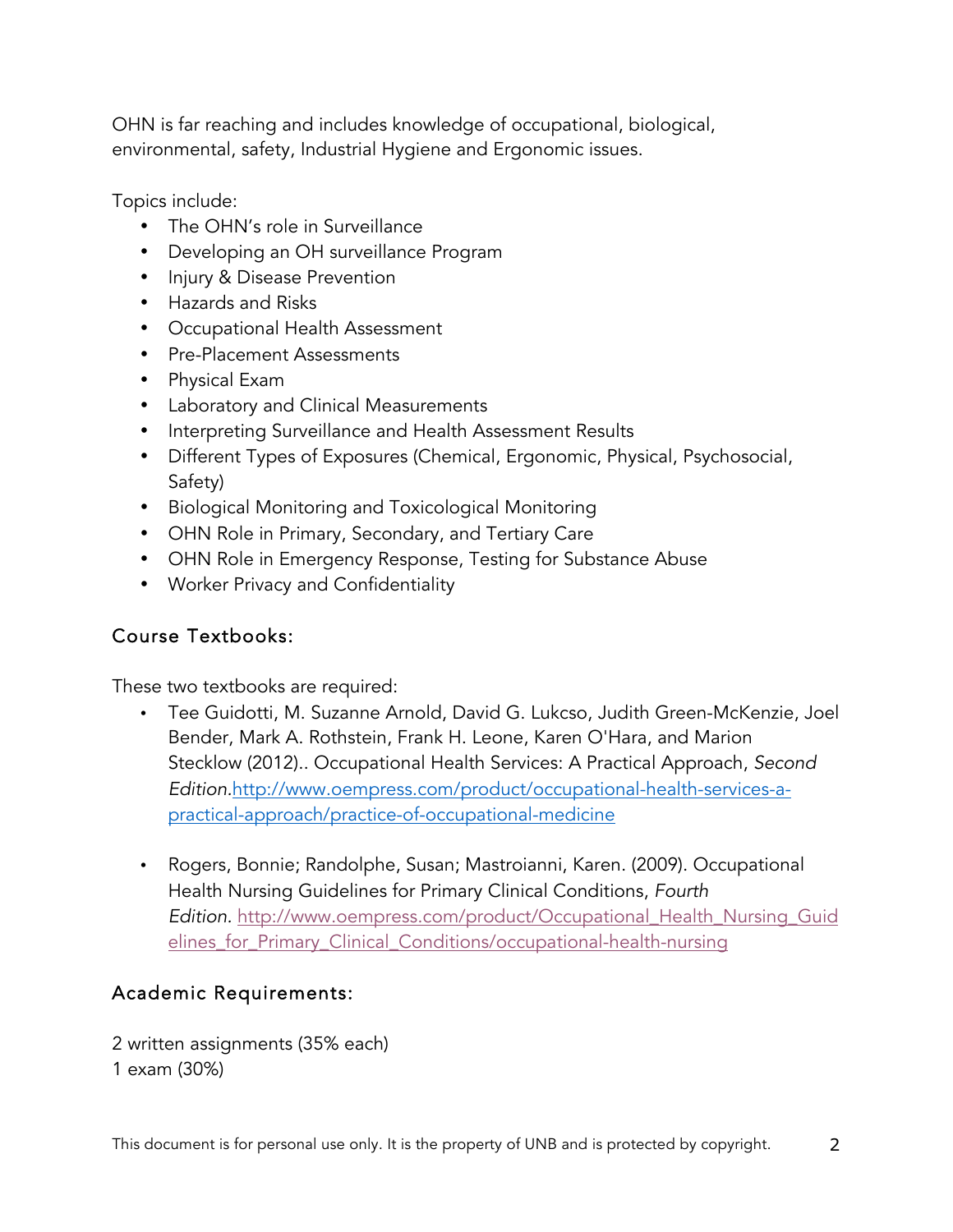OHN is far reaching and includes knowledge of occupational, biological, environmental, safety, Industrial Hygiene and Ergonomic issues.

Topics include:

- The OHN's role in Surveillance
- Developing an OH surveillance Program
- Injury & Disease Prevention
- Hazards and Risks
- Occupational Health Assessment
- Pre-Placement Assessments
- Physical Exam
- Laboratory and Clinical Measurements
- Interpreting Surveillance and Health Assessment Results
- Different Types of Exposures (Chemical, Ergonomic, Physical, Psychosocial, Safety)
- Biological Monitoring and Toxicological Monitoring
- OHN Role in Primary, Secondary, and Tertiary Care
- OHN Role in Emergency Response, Testing for Substance Abuse
- Worker Privacy and Confidentiality

## Course Textbooks:

These two textbooks are required:

- Tee Guidotti, M. Suzanne Arnold, David G. Lukcso, Judith Green-McKenzie, Joel Bender, Mark A. Rothstein, Frank H. Leone, Karen O'Hara, and Marion Stecklow (2012).. Occupational Health Services: A Practical Approach, *Second Edition*.http://www.oempress.com/product/occupational-health-services-a-practical-approach/practice-of-occupational-medicine

- Rogers, Bonnie; Randolphe, Susan; Mastroianni, Karen. (2009). Occupational Health Nursing Guidelines for Primary Clinical Conditions, *Fourth Edition*. http://www.oempress.com/product/Occupational_Health_Nursing_Guidelines_for_Primary_Clinical_Conditions/occupational-health-nursing

## Academic Requirements:

2 written assignments (35% each)
1 exam (30%)

This document is for personal use only. It is the property of UNB and is protected by copyright.